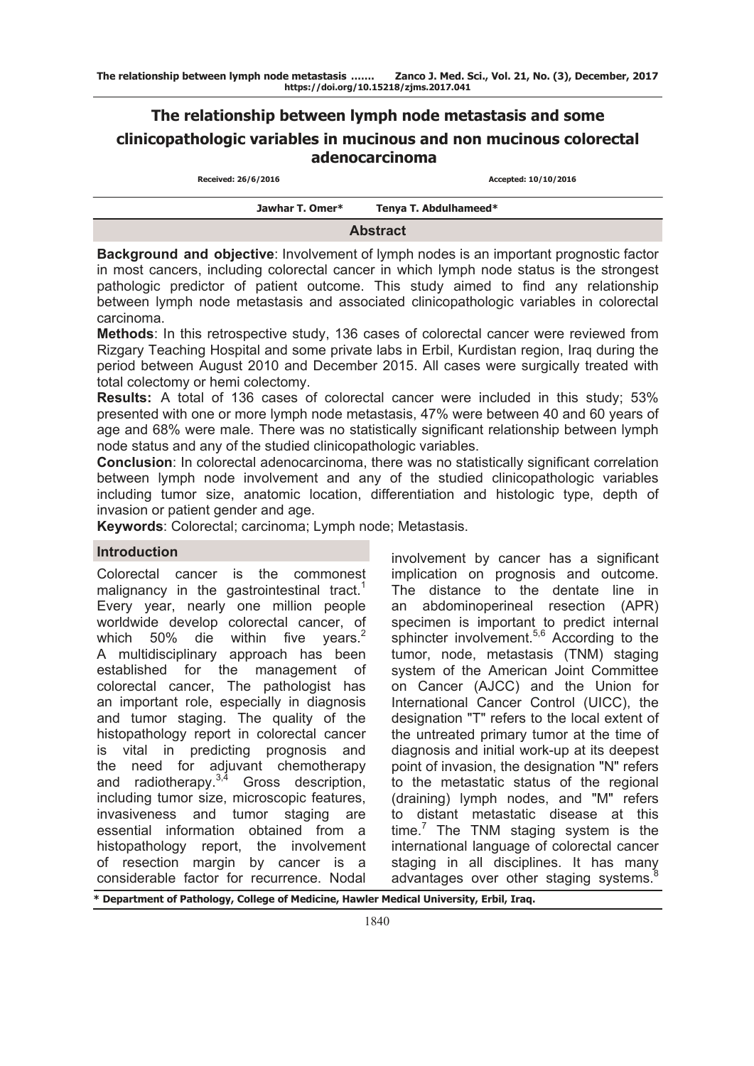# The relationship between lymph node metastasis and some clinicopathologic variables in mucinous and non mucinous colorectal adenocarcinoma

**Received: 26/6/2016** **Accepted: 10/10/2016**

**Jawhar T. Omer*** **Tenya T. Abdulhameed***

## Abstract

**Background and objective**: Involvement of lymph nodes is an important prognostic factor in most cancers, including colorectal cancer in which lymph node status is the strongest pathologic predictor of patient outcome. This study aimed to find any relationship between lymph node metastasis and associated clinicopathologic variables in colorectal carcinoma.

**Methods**: In this retrospective study, 136 cases of colorectal cancer were reviewed from Rizgary Teaching Hospital and some private labs in Erbil, Kurdistan region, Iraq during the period between August 2010 and December 2015. All cases were surgically treated with total colectomy or hemi colectomy.

**Results:** A total of 136 cases of colorectal cancer were included in this study; 53% presented with one or more lymph node metastasis, 47% were between 40 and 60 years of age and 68% were male. There was no statistically significant relationship between lymph node status and any of the studied clinicopathologic variables.

**Conclusion**: In colorectal adenocarcinoma, there was no statistically significant correlation between lymph node involvement and any of the studied clinicopathologic variables including tumor size, anatomic location, differentiation and histologic type, depth of invasion or patient gender and age.

**Keywords**: Colorectal; carcinoma; Lymph node; Metastasis.

## Introduction

Colorectal cancer is the commonest malignancy in the gastrointestinal tract.[1] Every year, nearly one million people worldwide develop colorectal cancer, of which 50% die within five years.[2] A multidisciplinary approach has been established for the management of colorectal cancer, The pathologist has an important role, especially in diagnosis and tumor staging. The quality of the histopathology report in colorectal cancer is vital in predicting prognosis and the need for adjuvant chemotherapy and radiotherapy.[3,4] Gross description, including tumor size, microscopic features, invasiveness and tumor staging are essential information obtained from a histopathology report, the involvement of resection margin by cancer is a considerable factor for recurrence. Nodal involvement by cancer has a significant implication on prognosis and outcome. The distance to the dentate line in an abdominoperineal resection (APR) specimen is important to predict internal sphincter involvement.[5,6] According to the tumor, node, metastasis (TNM) staging system of the American Joint Committee on Cancer (AJCC) and the Union for International Cancer Control (UICC), the designation "T" refers to the local extent of the untreated primary tumor at the time of diagnosis and initial work-up at its deepest point of invasion, the designation "N" refers to the metastatic status of the regional (draining) lymph nodes, and "M" refers to distant metastatic disease at this time.[7] The TNM staging system is the international language of colorectal cancer staging in all disciplines. It has many advantages over other staging systems.[8]

\* Department of Pathology, College of Medicine, Hawler Medical University, Erbil, Iraq.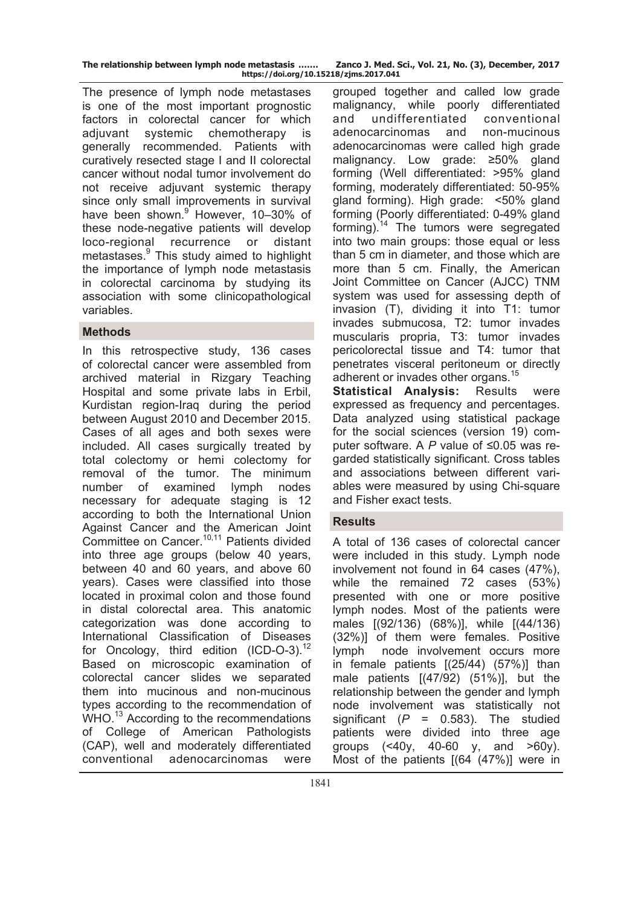The presence of lymph node metastases is one of the most important prognostic factors in colorectal cancer for which adjuvant systemic chemotherapy is generally recommended. Patients with curatively resected stage I and II colorectal cancer without nodal tumor involvement do not receive adjuvant systemic therapy since only small improvements in survival have been shown.[9] However, 10–30% of these node-negative patients will develop loco-regional recurrence or distant metastases.[9] This study aimed to highlight the importance of lymph node metastasis in colorectal carcinoma by studying its association with some clinicopathological variables.

## Methods

In this retrospective study, 136 cases of colorectal cancer were assembled from archived material in Rizgary Teaching Hospital and some private labs in Erbil, Kurdistan region-Iraq during the period between August 2010 and December 2015. Cases of all ages and both sexes were included. All cases surgically treated by total colectomy or hemi colectomy for removal of the tumor. The minimum number of examined lymph nodes necessary for adequate staging is 12 according to both the International Union Against Cancer and the American Joint Committee on Cancer.[10,11] Patients divided into three age groups (below 40 years, between 40 and 60 years, and above 60 years). Cases were classified into those located in proximal colon and those found in distal colorectal area. This anatomic categorization was done according to International Classification of Diseases for Oncology, third edition (ICD-O-3).[12] Based on microscopic examination of colorectal cancer slides we separated them into mucinous and non-mucinous types according to the recommendation of WHO.[13] According to the recommendations of College of American Pathologists (CAP), well and moderately differentiated conventional adenocarcinomas were grouped together and called low grade malignancy, while poorly differentiated and undifferentiated conventional adenocarcinomas and non-mucinous adenocarcinomas were called high grade malignancy. Low grade: ≥50% gland forming (Well differentiated: >95% gland forming, moderately differentiated: 50-95% gland forming). High grade: <50% gland forming (Poorly differentiated: 0-49% gland forming).[14] The tumors were segregated into two main groups: those equal or less than 5 cm in diameter, and those which are more than 5 cm. Finally, the American Joint Committee on Cancer (AJCC) TNM system was used for assessing depth of invasion (T), dividing it into T1: tumor invades submucosa, T2: tumor invades muscularis propria, T3: tumor invades pericolorectal tissue and T4: tumor that penetrates visceral peritoneum or directly adherent or invades other organs.[15]

**Statistical Analysis:** Results were expressed as frequency and percentages. Data analyzed using statistical package for the social sciences (version 19) computer software. A $P$ value of ≤0.05 was regarded statistically significant. Cross tables and associations between different variables were measured by using Chi-square and Fisher exact tests.

## Results

A total of 136 cases of colorectal cancer were included in this study. Lymph node involvement not found in 64 cases (47%), while the remained 72 cases (53%) presented with one or more positive lymph nodes. Most of the patients were males [(92/136) (68%)], while [(44/136) (32%)] of them were females. Positive lymph node involvement occurs more in female patients [(25/44) (57%)] than male patients [(47/92) (51%)], but the relationship between the gender and lymph node involvement was statistically not significant ($P$ = 0.583). The studied patients were divided into three age groups (<40y, 40-60 y, and >60y). Most of the patients [(64 (47%)] were in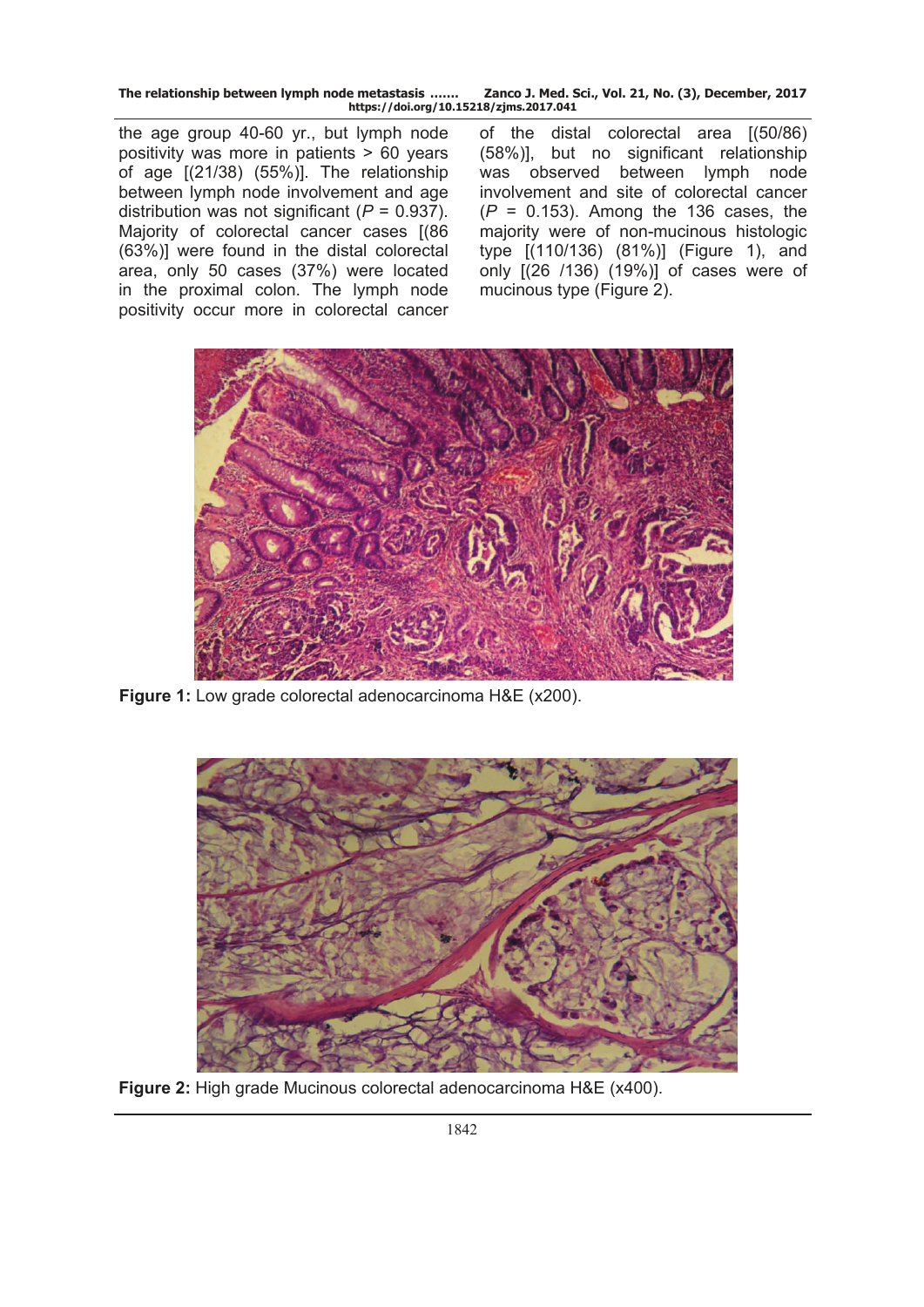the age group 40-60 yr., but lymph node positivity was more in patients > 60 years of age [(21/38) (55%)]. The relationship between lymph node involvement and age distribution was not significant ($P$ = 0.937). Majority of colorectal cancer cases [(86 (63%)] were found in the distal colorectal area, only 50 cases (37%) were located in the proximal colon. The lymph node positivity occur more in colorectal cancer of the distal colorectal area [(50/86) (58%)], but no significant relationship was observed between lymph node involvement and site of colorectal cancer ($P$ = 0.153). Among the 136 cases, the majority were of non-mucinous histologic type [(110/136) (81%)] (Figure 1), and only [(26 /136) (19%)] of cases were of mucinous type (Figure 2).

**Figure 1:** Low grade colorectal adenocarcinoma H&E (x200).

**Figure 2:** High grade Mucinous colorectal adenocarcinoma H&E (x400).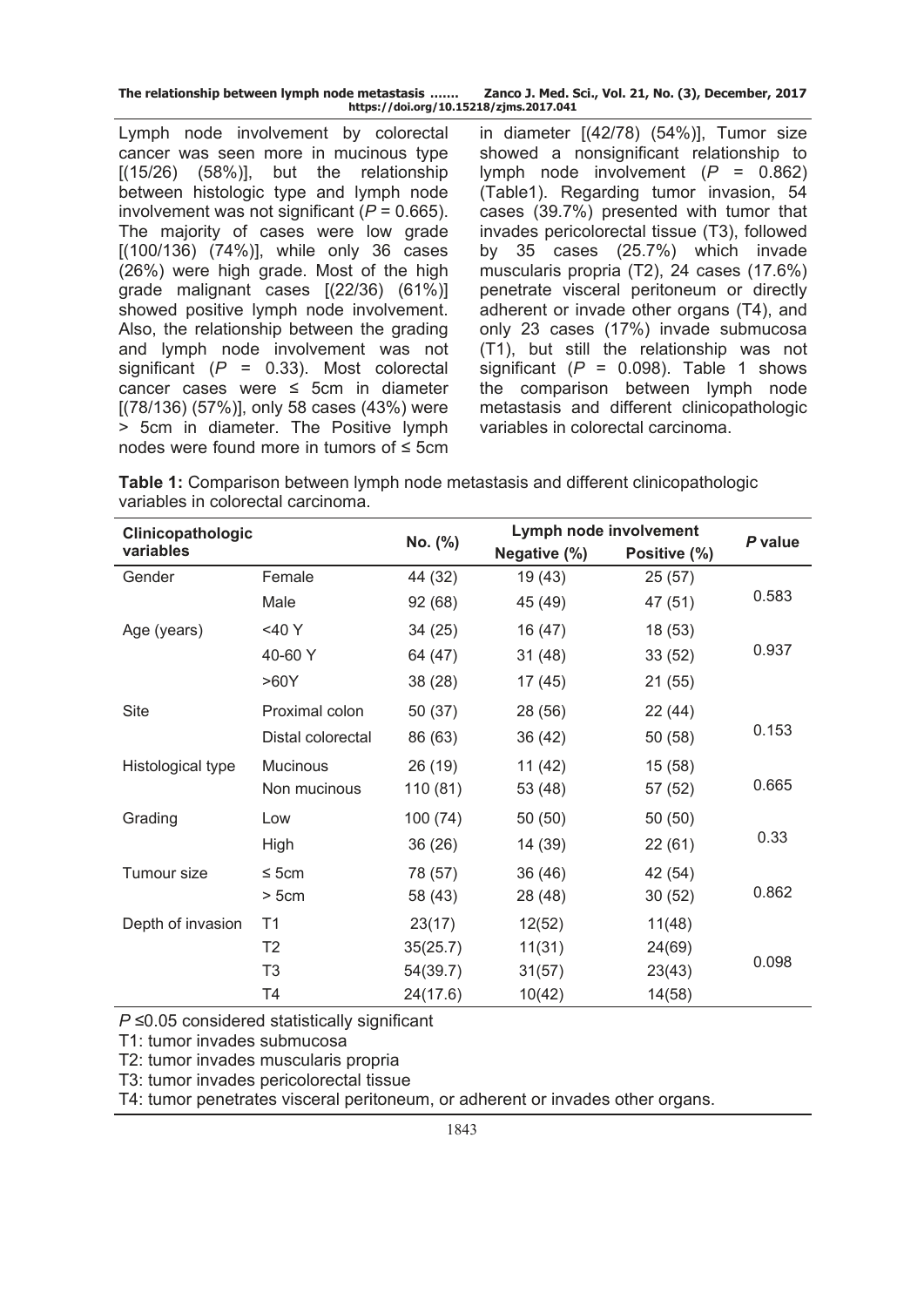Lymph node involvement by colorectal cancer was seen more in mucinous type [(15/26) (58%)], but the relationship between histologic type and lymph node involvement was not significant ($P$ = 0.665). The majority of cases were low grade [(100/136) (74%)], while only 36 cases (26%) were high grade. Most of the high grade malignant cases [(22/36) (61%)] showed positive lymph node involvement. Also, the relationship between the grading and lymph node involvement was not significant ($P$ = 0.33). Most colorectal cancer cases were ≤ 5cm in diameter [(78/136) (57%)], only 58 cases (43%) were > 5cm in diameter. The Positive lymph nodes were found more in tumors of ≤ 5cm in diameter [(42/78) (54%)], Tumor size showed a nonsignificant relationship to lymph node involvement ($P$ = 0.862) (Table1). Regarding tumor invasion, 54 cases (39.7%) presented with tumor that invades pericolorectal tissue (T3), followed by 35 cases (25.7%) which invade muscularis propria (T2), 24 cases (17.6%) penetrate visceral peritoneum or directly adherent or invade other organs (T4), and only 23 cases (17%) invade submucosa (T1), but still the relationship was not significant ($P$ = 0.098). Table 1 shows the comparison between lymph node metastasis and different clinicopathologic variables in colorectal carcinoma.

**Table 1:** Comparison between lymph node metastasis and different clinicopathologic variables in colorectal carcinoma.

| Clinicopathologic variables | | No. (%) | Lymph node involvement | | *P* value |
|---|---|---|---|---|---|
| | | | Negative (%) | Positive (%) | |
| Gender | Female | 44 (32) | 19 (43) | 25 (57) | 0.583 |
| | Male | 92 (68) | 45 (49) | 47 (51) | |
| Age (years) | <40 Y | 34 (25) | 16 (47) | 18 (53) | 0.937 |
| | 40-60 Y | 64 (47) | 31 (48) | 33 (52) | |
| | >60Y | 38 (28) | 17 (45) | 21 (55) | |
| Site | Proximal colon | 50 (37) | 28 (56) | 22 (44) | 0.153 |
| | Distal colorectal | 86 (63) | 36 (42) | 50 (58) | |
| Histological type | Mucinous | 26 (19) | 11 (42) | 15 (58) | 0.665 |
| | Non mucinous | 110 (81) | 53 (48) | 57 (52) | |
| Grading | Low | 100 (74) | 50 (50) | 50 (50) | 0.33 |
| | High | 36 (26) | 14 (39) | 22 (61) | |
| Tumour size | ≤ 5cm | 78 (57) | 36 (46) | 42 (54) | 0.862 |
| | > 5cm | 58 (43) | 28 (48) | 30 (52) | |
| Depth of invasion | T1 | 23(17) | 12(52) | 11(48) | 0.098 |
| | T2 | 35(25.7) | 11(31) | 24(69) | |
| | T3 | 54(39.7) | 31(57) | 23(43) | |
| | T4 | 24(17.6) | 10(42) | 14(58) | |

$P$ ≤0.05 considered statistically significant

T1: tumor invades submucosa

T2: tumor invades muscularis propria

T3: tumor invades pericolorectal tissue

T4: tumor penetrates visceral peritoneum, or adherent or invades other organs.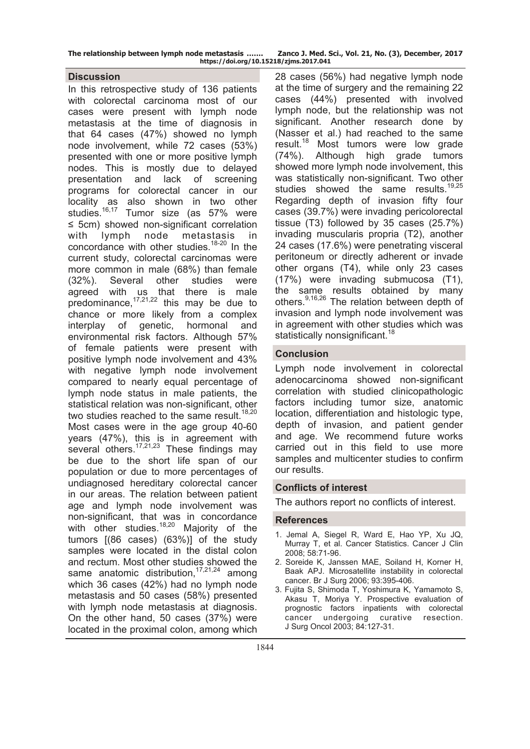## Discussion

In this retrospective study of 136 patients with colorectal carcinoma most of our cases were present with lymph node metastasis at the time of diagnosis in that 64 cases (47%) showed no lymph node involvement, while 72 cases (53%) presented with one or more positive lymph nodes. This is mostly due to delayed presentation and lack of screening programs for colorectal cancer in our locality as also shown in two other studies.[16,17] Tumor size (as 57% were ≤ 5cm) showed non-significant correlation with lymph node metastasis in concordance with other studies.[18-20] In the current study, colorectal carcinomas were more common in male (68%) than female (32%). Several other studies were agreed with us that there is male predominance,[17,21,22] this may be due to chance or more likely from a complex interplay of genetic, hormonal and environmental risk factors. Although 57% of female patients were present with positive lymph node involvement and 43% with negative lymph node involvement compared to nearly equal percentage of lymph node status in male patients, the statistical relation was non-significant, other two studies reached to the same result.[18,20] Most cases were in the age group 40-60 years (47%), this is in agreement with several others.[17,21,23] These findings may be due to the short life span of our population or due to more percentages of undiagnosed hereditary colorectal cancer in our areas. The relation between patient age and lymph node involvement was non-significant, that was in concordance with other studies.[18,20] Majority of the tumors [(86 cases) (63%)] of the study samples were located in the distal colon and rectum. Most other studies showed the same anatomic distribution,[17,21,24] among which 36 cases (42%) had no lymph node metastasis and 50 cases (58%) presented with lymph node metastasis at diagnosis. On the other hand, 50 cases (37%) were located in the proximal colon, among which 28 cases (56%) had negative lymph node at the time of surgery and the remaining 22 cases (44%) presented with involved lymph node, but the relationship was not significant. Another research done by (Nasser et al.) had reached to the same result.[18] Most tumors were low grade (74%). Although high grade tumors showed more lymph node involvement, this was statistically non-significant. Two other studies showed the same results.[19,25] Regarding depth of invasion fifty four cases (39.7%) were invading pericolorectal tissue (T3) followed by 35 cases (25.7%) invading muscularis propria (T2), another 24 cases (17.6%) were penetrating visceral peritoneum or directly adherent or invade other organs (T4), while only 23 cases (17%) were invading submucosa (T1), the same results obtained by many others.[9,16,26] The relation between depth of invasion and lymph node involvement was in agreement with other studies which was statistically nonsignificant.[18]

## Conclusion

Lymph node involvement in colorectal adenocarcinoma showed non-significant correlation with studied clinicopathologic factors including tumor size, anatomic location, differentiation and histologic type, depth of invasion, and patient gender and age. We recommend future works carried out in this field to use more samples and multicenter studies to confirm our results.

## Conflicts of interest

The authors report no conflicts of interest.

## References

1. Jemal A, Siegel R, Ward E, Hao YP, Xu JQ, Murray T, et al. Cancer Statistics. Cancer J Clin 2008; 58:71-96.
2. Soreide K, Janssen MAE, Soiland H, Korner H, Baak APJ. Microsatellite instability in colorectal cancer. Br J Surg 2006; 93:395-406.
3. Fujita S, Shimoda T, Yoshimura K, Yamamoto S, Akasu T, Moriya Y. Prospective evaluation of prognostic factors inpatients with colorectal cancer undergoing curative resection. J Surg Oncol 2003; 84:127-31.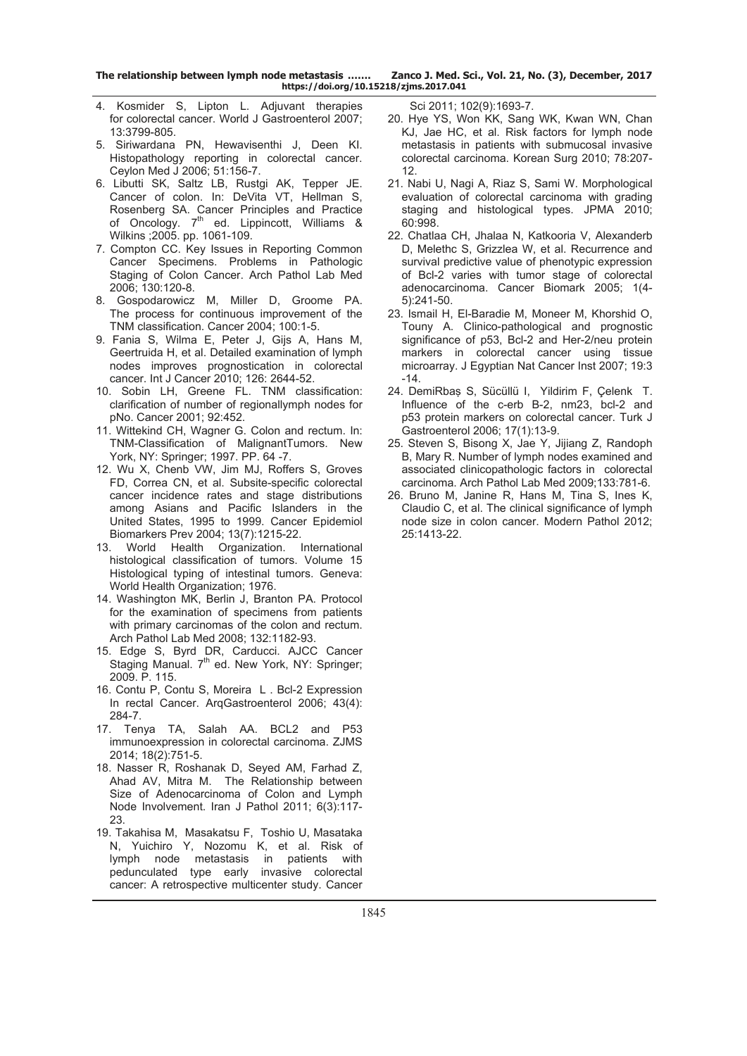4. Kosmider S, Lipton L. Adjuvant therapies for colorectal cancer. World J Gastroenterol 2007; 13:3799-805.
5. Siriwardana PN, Hewavisenthi J, Deen KI. Histopathology reporting in colorectal cancer. Ceylon Med J 2006; 51:156-7.
6. Libutti SK, Saltz LB, Rustgi AK, Tepper JE. Cancer of colon. In: DeVita VT, Hellman S, Rosenberg SA. Cancer Principles and Practice of Oncology. 7th ed. Lippincott, Williams & Wilkins ;2005. pp. 1061-109.
7. Compton CC. Key Issues in Reporting Common Cancer Specimens. Problems in Pathologic Staging of Colon Cancer. Arch Pathol Lab Med 2006; 130:120-8.
8. Gospodarowicz M, Miller D, Groome PA. The process for continuous improvement of the TNM classification. Cancer 2004; 100:1-5.
9. Fania S, Wilma E, Peter J, Gijs A, Hans M, Geertruida H, et al. Detailed examination of lymph nodes improves prognostication in colorectal cancer. Int J Cancer 2010; 126: 2644-52.
10. Sobin LH, Greene FL. TNM classification: clarification of number of regionallymph nodes for pNo. Cancer 2001; 92:452.
11. Wittekind CH, Wagner G. Colon and rectum. In: TNM-Classification of MalignantTumors. New York, NY: Springer; 1997. PP. 64 -7.
12. Wu X, Chenb VW, Jim MJ, Roffers S, Groves FD, Correa CN, et al. Subsite-specific colorectal cancer incidence rates and stage distributions among Asians and Pacific Islanders in the United States, 1995 to 1999. Cancer Epidemiol Biomarkers Prev 2004; 13(7):1215-22.
13. World Health Organization. International histological classification of tumors. Volume 15 Histological typing of intestinal tumors. Geneva: World Health Organization; 1976.
14. Washington MK, Berlin J, Branton PA. Protocol for the examination of specimens from patients with primary carcinomas of the colon and rectum. Arch Pathol Lab Med 2008; 132:1182-93.
15. Edge S, Byrd DR, Carducci. AJCC Cancer Staging Manual. 7th ed. New York, NY: Springer; 2009. P. 115.
16. Contu P, Contu S, Moreira L . Bcl-2 Expression In rectal Cancer. ArqGastroenterol 2006; 43(4): 284-7.
17. Tenya TA, Salah AA. BCL2 and P53 immunoexpression in colorectal carcinoma. ZJMS 2014; 18(2):751-5.
18. Nasser R, Roshanak D, Seyed AM, Farhad Z, Ahad AV, Mitra M. The Relationship between Size of Adenocarcinoma of Colon and Lymph Node Involvement. Iran J Pathol 2011; 6(3):117-23.
19. Takahisa M, Masakatsu F, Toshio U, Masataka N, Yuichiro Y, Nozomu K, et al. Risk of lymph node metastasis in patients with pedunculated type early invasive colorectal cancer: A retrospective multicenter study. Cancer Sci 2011; 102(9):1693-7.
20. Hye YS, Won KK, Sang WK, Kwan WN, Chan KJ, Jae HC, et al. Risk factors for lymph node metastasis in patients with submucosal invasive colorectal carcinoma. Korean Surg 2010; 78:207-12.
21. Nabi U, Nagi A, Riaz S, Sami W. Morphological evaluation of colorectal carcinoma with grading staging and histological types. JPMA 2010; 60:998.
22. Chatlaa CH, Jhalaa N, Katkooria V, Alexanderb D, Melethc S, Grizzlea W, et al. Recurrence and survival predictive value of phenotypic expression of Bcl-2 varies with tumor stage of colorectal adenocarcinoma. Cancer Biomark 2005; 1(4-5):241-50.
23. Ismail H, El-Baradie M, Moneer M, Khorshid O, Touny A. Clinico-pathological and prognostic significance of p53, Bcl-2 and Her-2/neu protein markers in colorectal cancer using tissue microarray. J Egyptian Nat Cancer Inst 2007; 19:3 -14.
24. DemiRbaş S, Sücüllü I, Yildirim F, Çelenk T. Influence of the c-erb B-2, nm23, bcl-2 and p53 protein markers on colorectal cancer. Turk J Gastroenterol 2006; 17(1):13-9.
25. Steven S, Bisong X, Jae Y, Jijiang Z, Randoph B, Mary R. Number of lymph nodes examined and associated clinicopathologic factors in colorectal carcinoma. Arch Pathol Lab Med 2009;133:781-6.
26. Bruno M, Janine R, Hans M, Tina S, Ines K, Claudio C, et al. The clinical significance of lymph node size in colon cancer. Modern Pathol 2012; 25:1413-22.